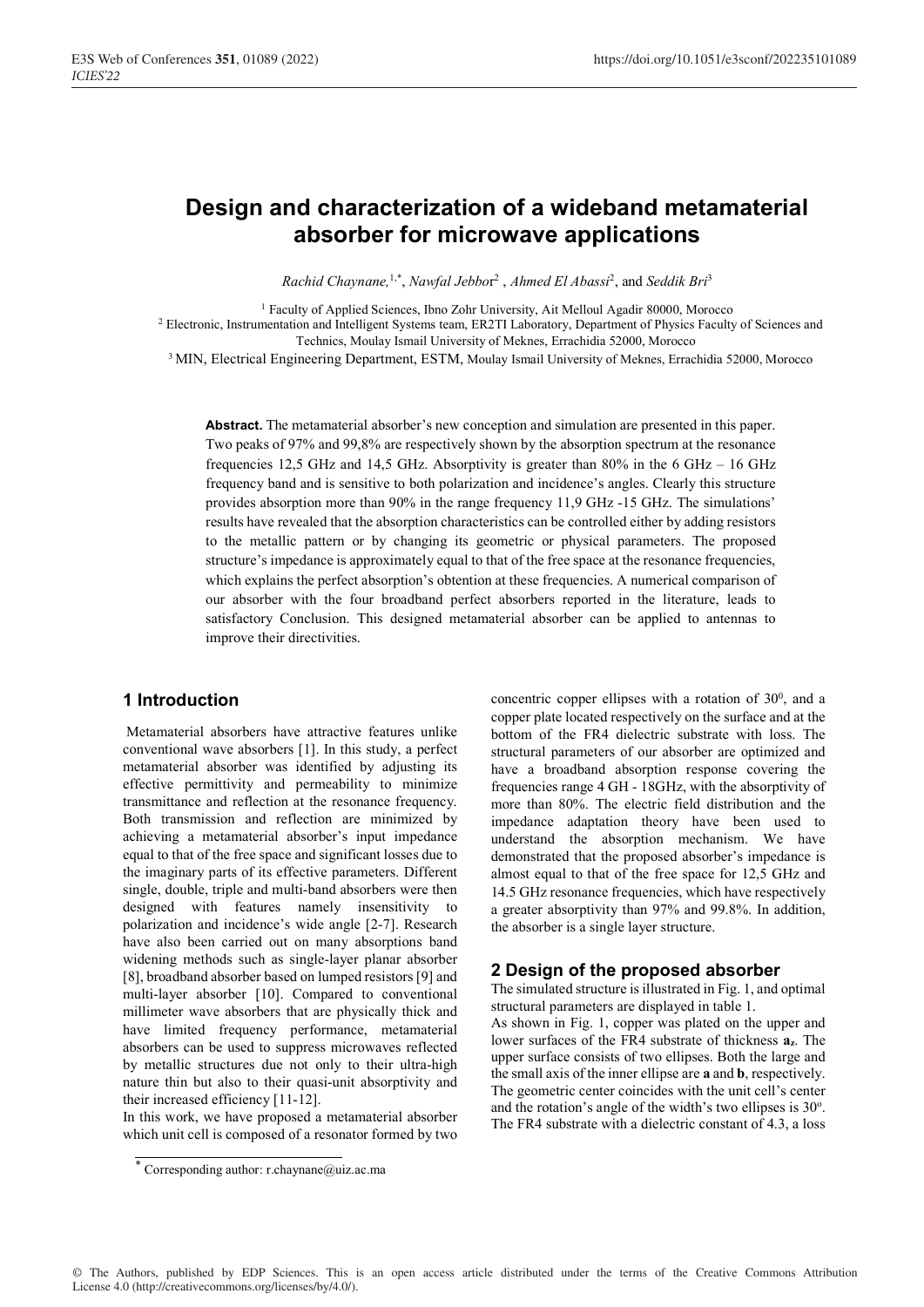# Design and characterization of a wideband metamaterial absorber for microwave applications

*Rachid Chaynane,*[1,*], *Nawfal Jebbor*[2] , *Ahmed El Abassi*[2], and *Seddik Bri*[3]

[1] Faculty of Applied Sciences, Ibno Zohr University, Ait Melloul Agadir 80000, Morocco
[2] Electronic, Instrumentation and Intelligent Systems team, ER2TI Laboratory, Department of Physics Faculty of Sciences and Technics, Moulay Ismail University of Meknes, Errachidia 52000, Morocco
[3] MIN, Electrical Engineering Department, ESTM, Moulay Ismail University of Meknes, Errachidia 52000, Morocco

**Abstract.** The metamaterial absorber's new conception and simulation are presented in this paper. Two peaks of 97% and 99,8% are respectively shown by the absorption spectrum at the resonance frequencies 12,5 GHz and 14,5 GHz. Absorptivity is greater than 80% in the 6 GHz – 16 GHz frequency band and is sensitive to both polarization and incidence's angles. Clearly this structure provides absorption more than 90% in the range frequency 11,9 GHz -15 GHz. The simulations' results have revealed that the absorption characteristics can be controlled either by adding resistors to the metallic pattern or by changing its geometric or physical parameters. The proposed structure's impedance is approximately equal to that of the free space at the resonance frequencies, which explains the perfect absorption's obtention at these frequencies. A numerical comparison of our absorber with the four broadband perfect absorbers reported in the literature, leads to satisfactory Conclusion. This designed metamaterial absorber can be applied to antennas to improve their directivities.

## 1 Introduction

Metamaterial absorbers have attractive features unlike conventional wave absorbers [1]. In this study, a perfect metamaterial absorber was identified by adjusting its effective permittivity and permeability to minimize transmittance and reflection at the resonance frequency. Both transmission and reflection are minimized by achieving a metamaterial absorber's input impedance equal to that of the free space and significant losses due to the imaginary parts of its effective parameters. Different single, double, triple and multi-band absorbers were then designed with features namely insensitivity to polarization and incidence's wide angle [2-7]. Research have also been carried out on many absorptions band widening methods such as single-layer planar absorber [8], broadband absorber based on lumped resistors [9] and multi-layer absorber [10]. Compared to conventional millimeter wave absorbers that are physically thick and have limited frequency performance, metamaterial absorbers can be used to suppress microwaves reflected by metallic structures due not only to their ultra-high nature thin but also to their quasi-unit absorptivity and their increased efficiency [11-12].

In this work, we have proposed a metamaterial absorber which unit cell is composed of a resonator formed by two concentric copper ellipses with a rotation of $30^0$, and a copper plate located respectively on the surface and at the bottom of the FR4 dielectric substrate with loss. The structural parameters of our absorber are optimized and have a broadband absorption response covering the frequencies range 4 GH - 18GHz, with the absorptivity of more than 80%. The electric field distribution and the impedance adaptation theory have been used to understand the absorption mechanism. We have demonstrated that the proposed absorber's impedance is almost equal to that of the free space for 12,5 GHz and 14.5 GHz resonance frequencies, which have respectively a greater absorptivity than 97% and 99.8%. In addition, the absorber is a single layer structure.

## 2 Design of the proposed absorber

The simulated structure is illustrated in Fig. 1, and optimal structural parameters are displayed in table 1.

As shown in Fig. 1, copper was plated on the upper and lower surfaces of the FR4 substrate of thickness $\mathbf{a_z}$. The upper surface consists of two ellipses. Both the large and the small axis of the inner ellipse are **a** and **b**, respectively. The geometric center coincides with the unit cell's center and the rotation's angle of the width's two ellipses is $30^o$. The FR4 substrate with a dielectric constant of 4.3, a loss

[*] Corresponding author: r.chaynane@uiz.ac.ma

© The Authors, published by EDP Sciences. This is an open access article distributed under the terms of the Creative Commons Attribution License 4.0 (http://creativecommons.org/licenses/by/4.0/).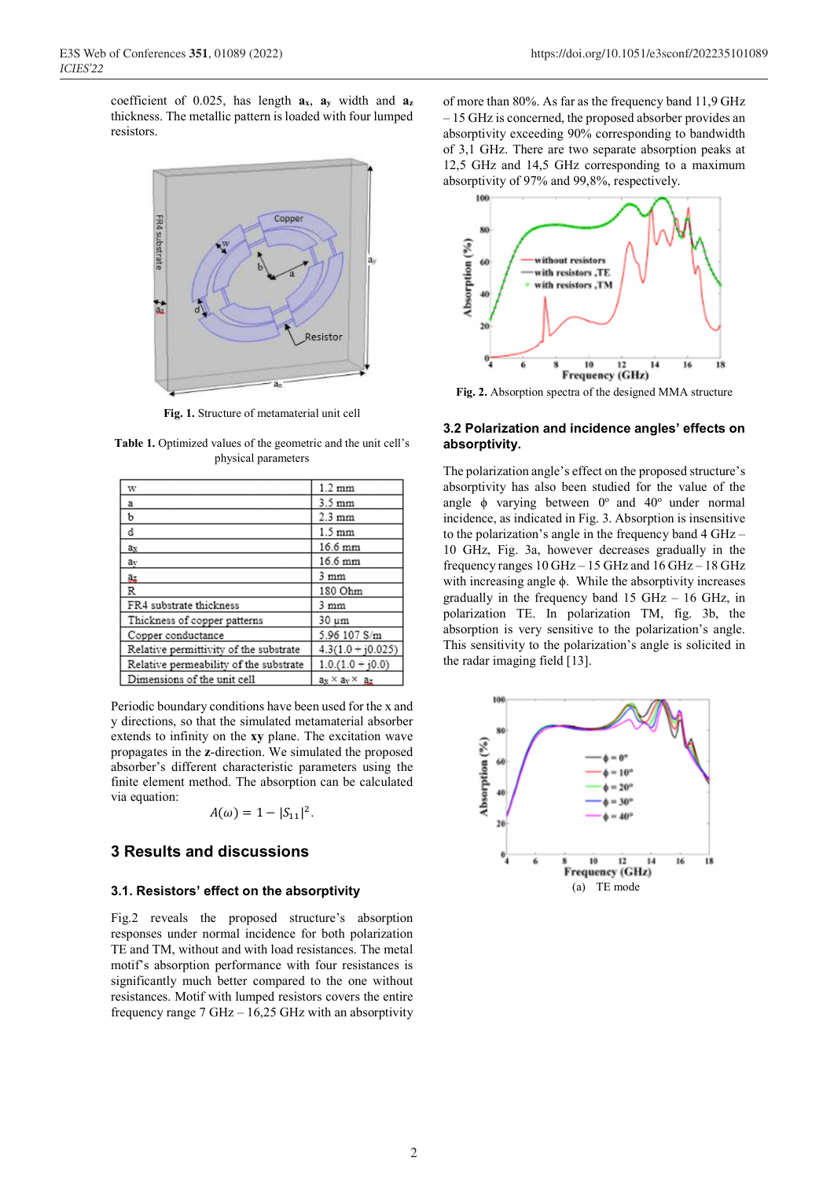coefficient of 0.025, has length $\mathbf{a_x}$, $\mathbf{a_y}$ width and $\mathbf{a_z}$ thickness. The metallic pattern is loaded with four lumped resistors.

**Fig. 1.** Structure of metamaterial unit cell

**Table 1.** Optimized values of the geometric and the unit cell's physical parameters

| Parameter | Value |
|---|---|
| w | 1.2 mm |
| a | 3.5 mm |
| b | 2.3 mm |
| d | 1.5 mm |
| $a_x$ | 16.6 mm |
| $a_y$ | 16.6 mm |
| $a_z$ | 3 mm |
| R | 180 Ohm |
| FR4 substrate thickness | 3 mm |
| Thickness of copper patterns | 30 µm |
| Copper conductance | 5.96 107 S/m |
| Relative permittivity of the substrate | 4.3(1.0 + j0.025) |
| Relative permeability of the substrate | 1.0.(1.0 + j0.0) |
| Dimensions of the unit cell | $a_x \times a_y \times a_z$ |

Periodic boundary conditions have been used for the x and y directions, so that the simulated metamaterial absorber extends to infinity on the **xy** plane. The excitation wave propagates in the **z**-direction. We simulated the proposed absorber's different characteristic parameters using the finite element method. The absorption can be calculated via equation:

$$A(\omega) = 1 - |S_{11}|^2.$$

## 3 Results and discussions

### 3.1. Resistors' effect on the absorptivity

Fig.2 reveals the proposed structure's absorption responses under normal incidence for both polarization TE and TM, without and with load resistances. The metal motif's absorption performance with four resistances is significantly much better compared to the one without resistances. Motif with lumped resistors covers the entire frequency range 7 GHz – 16,25 GHz with an absorptivity of more than 80%. As far as the frequency band 11,9 GHz – 15 GHz is concerned, the proposed absorber provides an absorptivity exceeding 90% corresponding to bandwidth of 3,1 GHz. There are two separate absorption peaks at 12,5 GHz and 14,5 GHz corresponding to a maximum absorptivity of 97% and 99,8%, respectively.

**Fig. 2.** Absorption spectra of the designed MMA structure

### 3.2 Polarization and incidence angles' effects on absorptivity.

The polarization angle's effect on the proposed structure's absorptivity has also been studied for the value of the angle $\phi$ varying between 0° and 40° under normal incidence, as indicated in Fig. 3. Absorption is insensitive to the polarization's angle in the frequency band 4 GHz – 10 GHz, Fig. 3a, however decreases gradually in the frequency ranges 10 GHz – 15 GHz and 16 GHz – 18 GHz with increasing angle $\phi$. While the absorptivity increases gradually in the frequency band 15 GHz – 16 GHz, in polarization TE. In polarization TM, fig. 3b, the absorption is very sensitive to the polarization's angle. This sensitivity to the polarization's angle is solicited in the radar imaging field [13].

(a) TE mode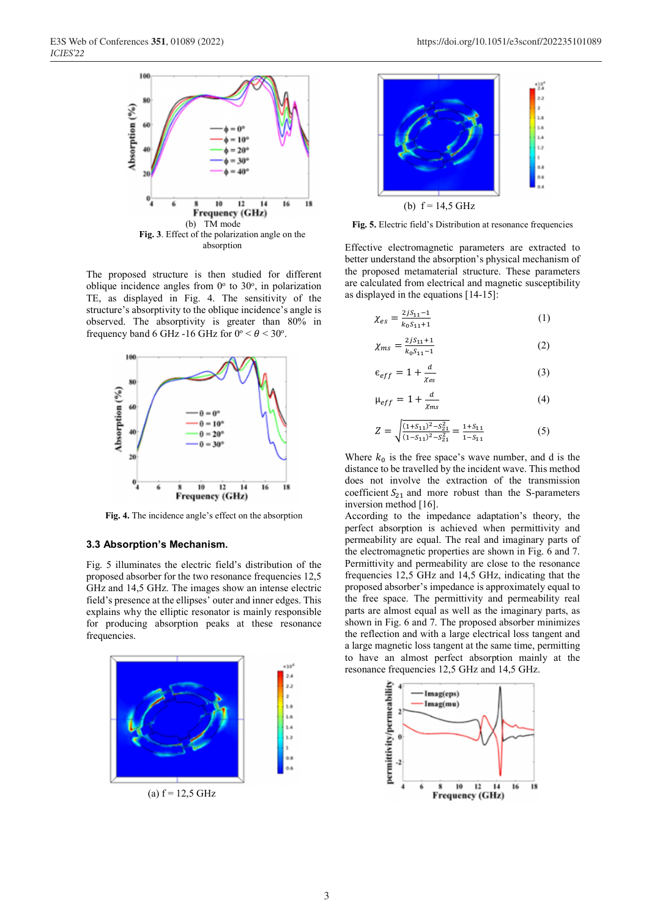(b) TM mode

**Fig. 3**. Effect of the polarization angle on the absorption

The proposed structure is then studied for different oblique incidence angles from 0° to 30°, in polarization TE, as displayed in Fig. 4. The sensitivity of the structure's absorptivity to the oblique incidence's angle is observed. The absorptivity is greater than 80% in frequency band 6 GHz -16 GHz for 0° < $\theta$ < 30°.

**Fig. 4.** The incidence angle's effect on the absorption

### 3.3 Absorption's Mechanism.

Fig. 5 illuminates the electric field's distribution of the proposed absorber for the two resonance frequencies 12,5 GHz and 14,5 GHz. The images show an intense electric field's presence at the ellipses' outer and inner edges. This explains why the elliptic resonator is mainly responsible for producing absorption peaks at these resonance frequencies.

(a) f = 12,5 GHz

(b) f = 14,5 GHz

**Fig. 5.** Electric field's Distribution at resonance frequencies

Effective electromagnetic parameters are extracted to better understand the absorption's physical mechanism of the proposed metamaterial structure. These parameters are calculated from electrical and magnetic susceptibility as displayed in the equations [14-15]:

$$\chi_{es} = \frac{2jS_{11}-1}{k_0 S_{11}+1} \tag{1}$$

$$\chi_{ms} = \frac{2jS_{11}+1}{k_0 S_{11}-1} \tag{2}$$

$$\epsilon_{eff} = 1 + \frac{d}{\chi_{es}} \tag{3}$$

$$\mu_{eff} = 1 + \frac{d}{\chi_{ms}} \tag{4}$$

$$Z = \sqrt{\frac{(1+S_{11})^2 - S_{21}^2}{(1-S_{11})^2 - S_{21}^2}} = \frac{1+S_{11}}{1-S_{11}} \tag{5}$$

Where $k_0$ is the free space's wave number, and d is the distance to be travelled by the incident wave. This method does not involve the extraction of the transmission coefficient $S_{21}$ and more robust than the S-parameters inversion method [16].

According to the impedance adaptation's theory, the perfect absorption is achieved when permittivity and permeability are equal. The real and imaginary parts of the electromagnetic properties are shown in Fig. 6 and 7. Permittivity and permeability are close to the resonance frequencies 12,5 GHz and 14,5 GHz, indicating that the proposed absorber's impedance is approximately equal to the free space. The permittivity and permeability real parts are almost equal as well as the imaginary parts, as shown in Fig. 6 and 7. The proposed absorber minimizes the reflection and with a large electrical loss tangent and a large magnetic loss tangent at the same time, permitting to have an almost perfect absorption mainly at the resonance frequencies 12,5 GHz and 14,5 GHz.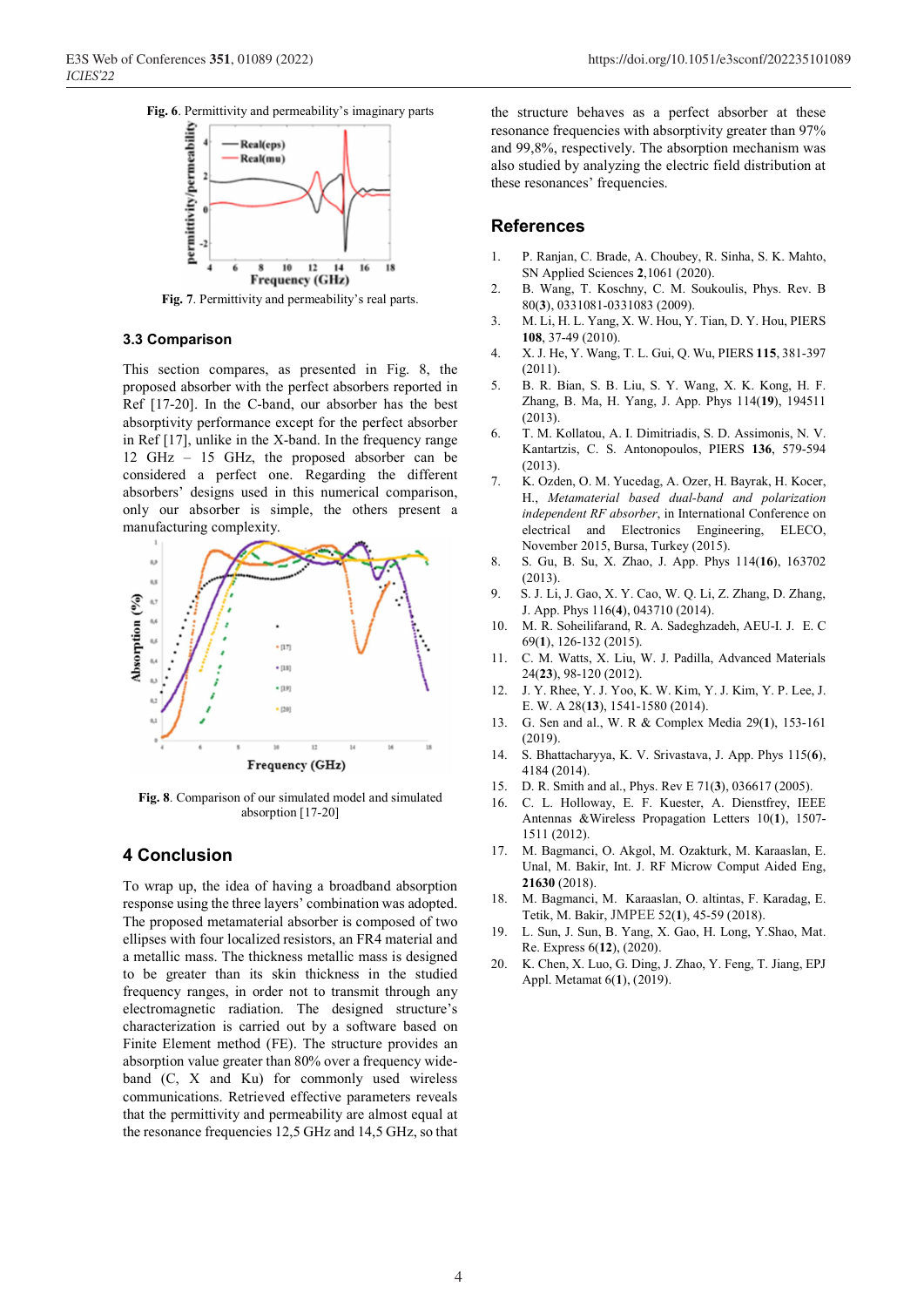Fig. 6. Permittivity and permeability's imaginary parts

permittivity/permeability

Real(eps)
Real(mu)

4
2
0
-2

4 6 8 10 12 14 16 18

Frequency (GHz)

Fig. 7. Permittivity and permeability's real parts.

### 3.3 Comparison

This section compares, as presented in Fig. 8, the proposed absorber with the perfect absorbers reported in Ref [17-20]. In the C-band, our absorber has the best absorptivity performance except for the perfect absorber in Ref [17], unlike in the X-band. In the frequency range 12 GHz – 15 GHz, the proposed absorber can be considered a perfect one. Regarding the different absorbers' designs used in this numerical comparison, only our absorber is simple, the others present a manufacturing complexity.

Absorption (%)

[17]
[18]
[19]
[20]

Frequency (GHz)

Fig. 8. Comparison of our simulated model and simulated absorption [17-20]

## 4 Conclusion

To wrap up, the idea of having a broadband absorption response using the three layers' combination was adopted. The proposed metamaterial absorber is composed of two ellipses with four localized resistors, an FR4 material and a metallic mass. The thickness metallic mass is designed to be greater than its skin thickness in the studied frequency ranges, in order not to transmit through any electromagnetic radiation. The designed structure's characterization is carried out by a software based on Finite Element method (FE). The structure provides an absorption value greater than 80% over a frequency wide-band (C, X and Ku) for commonly used wireless communications. Retrieved effective parameters reveals that the permittivity and permeability are almost equal at the resonance frequencies 12,5 GHz and 14,5 GHz, so that the structure behaves as a perfect absorber at these resonance frequencies with absorptivity greater than 97% and 99,8%, respectively. The absorption mechanism was also studied by analyzing the electric field distribution at these resonances' frequencies.

## References

1. P. Ranjan, C. Brade, A. Choubey, R. Sinha, S. K. Mahto, SN Applied Sciences **2**,1061 (2020).
2. B. Wang, T. Koschny, C. M. Soukoulis, Phys. Rev. B 80(**3**), 0331081-0331083 (2009).
3. M. Li, H. L. Yang, X. W. Hou, Y. Tian, D. Y. Hou, PIERS **108**, 37-49 (2010).
4. X. J. He, Y. Wang, T. L. Gui, Q. Wu, PIERS **115**, 381-397 (2011).
5. B. R. Bian, S. B. Liu, S. Y. Wang, X. K. Kong, H. F. Zhang, B. Ma, H. Yang, J. App. Phys 114(**19**), 194511 (2013).
6. T. M. Kollatou, A. I. Dimitriadis, S. D. Assimonis, N. V. Kantartzis, C. S. Antonopoulos, PIERS **136**, 579-594 (2013).
7. K. Ozden, O. M. Yucedag, A. Ozer, H. Bayrak, H. Kocer, H., *Metamaterial based dual-band and polarization independent RF absorber*, in International Conference on electrical and Electronics Engineering, ELECO, November 2015, Bursa, Turkey (2015).
8. S. Gu, B. Su, X. Zhao, J. App. Phys 114(**16**), 163702 (2013).
9. S. J. Li, J. Gao, X. Y. Cao, W. Q. Li, Z. Zhang, D. Zhang, J. App. Phys 116(**4**), 043710 (2014).
10. M. R. Soheilifarand, R. A. Sadeghzadeh, AEU-I. J. E. C 69(**1**), 126-132 (2015).
11. C. M. Watts, X. Liu, W. J. Padilla, Advanced Materials 24(**23**), 98-120 (2012).
12. J. Y. Rhee, Y. J. Yoo, K. W. Kim, Y. J. Kim, Y. P. Lee, J. E. W. A 28(**13**), 1541-1580 (2014).
13. G. Sen and al., W. R & Complex Media 29(**1**), 153-161 (2019).
14. S. Bhattacharyya, K. V. Srivastava, J. App. Phys 115(**6**), 4184 (2014).
15. D. R. Smith and al., Phys. Rev E 71(**3**), 036617 (2005).
16. C. L. Holloway, E. F. Kuester, A. Dienstfrey, IEEE Antennas &Wireless Propagation Letters 10(**1**), 1507-1511 (2012).
17. M. Bagmanci, O. Akgol, M. Ozakturk, M. Karaaslan, E. Unal, M. Bakir, Int. J. RF Microw Comput Aided Eng, **21630** (2018).
18. M. Bagmanci, M. Karaaslan, O. altintas, F. Karadag, E. Tetik, M. Bakir, JMPEE 52(**1**), 45-59 (2018).
19. L. Sun, J. Sun, B. Yang, X. Gao, H. Long, Y.Shao, Mat. Re. Express 6(**12**), (2020).
20. K. Chen, X. Luo, G. Ding, J. Zhao, Y. Feng, T. Jiang, EPJ Appl. Metamat 6(**1**), (2019).